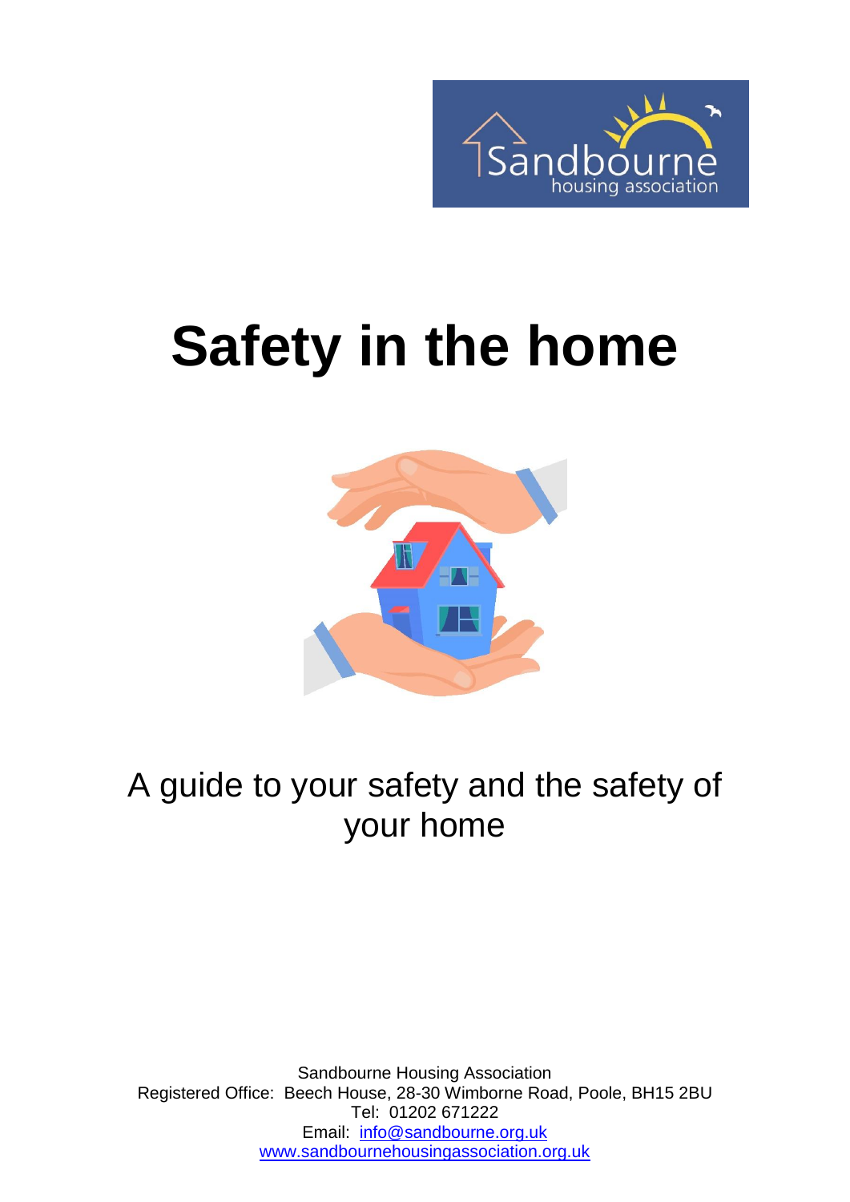# Safety in the home

A guide to your safety and the safety of your home

Sandbourne Housing Association
Registered Office: Beech House, 28-30 Wimborne Road, Poole, BH15 2BU
Tel: 01202 671222
Email: info@sandbourne.org.uk
www.sandbournehousingassociation.org.uk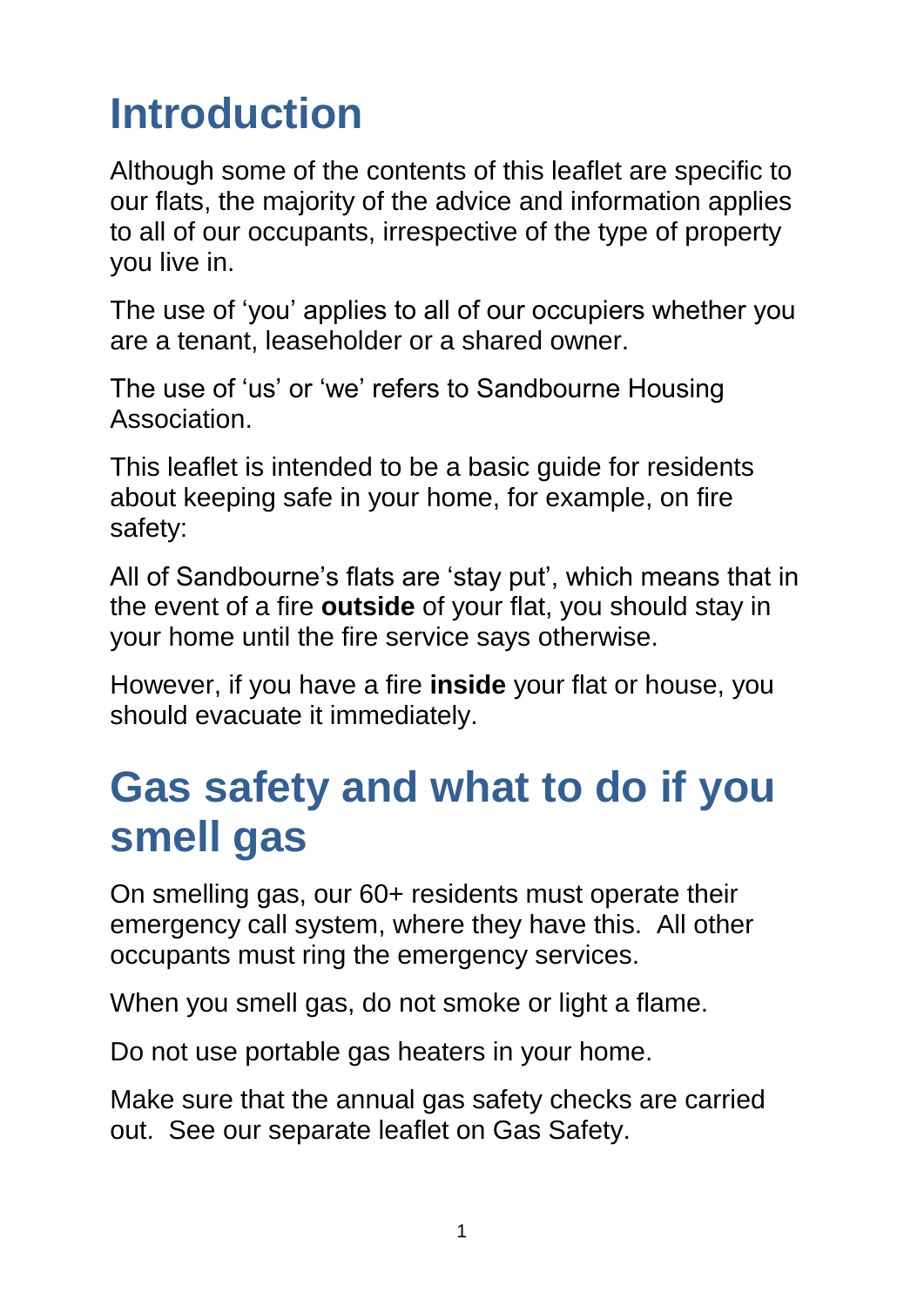# Introduction

Although some of the contents of this leaflet are specific to our flats, the majority of the advice and information applies to all of our occupants, irrespective of the type of property you live in.

The use of 'you' applies to all of our occupiers whether you are a tenant, leaseholder or a shared owner.

The use of 'us' or 'we' refers to Sandbourne Housing Association.

This leaflet is intended to be a basic guide for residents about keeping safe in your home, for example, on fire safety:

All of Sandbourne's flats are 'stay put', which means that in the event of a fire **outside** of your flat, you should stay in your home until the fire service says otherwise.

However, if you have a fire **inside** your flat or house, you should evacuate it immediately.

# Gas safety and what to do if you smell gas

On smelling gas, our 60+ residents must operate their emergency call system, where they have this. All other occupants must ring the emergency services.

When you smell gas, do not smoke or light a flame.

Do not use portable gas heaters in your home.

Make sure that the annual gas safety checks are carried out. See our separate leaflet on Gas Safety.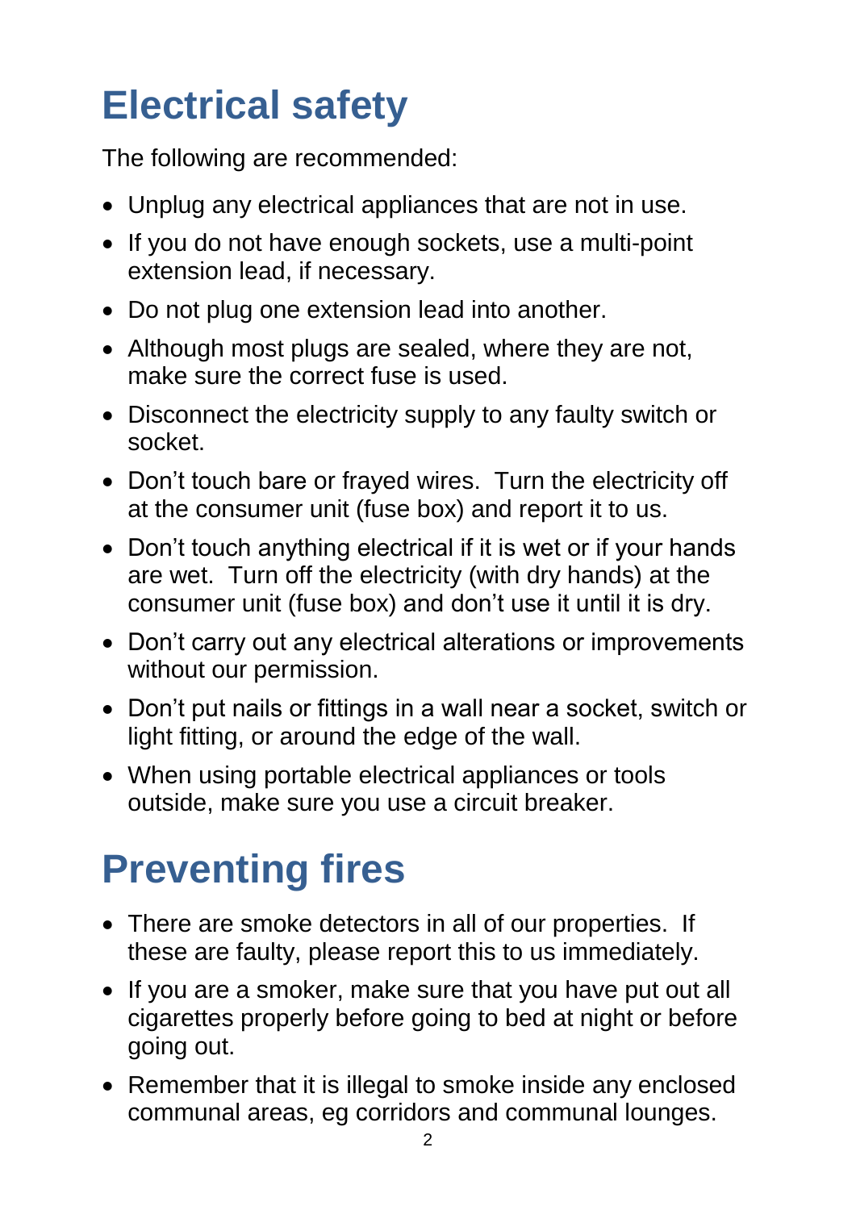# Electrical safety

The following are recommended:

- Unplug any electrical appliances that are not in use.
- If you do not have enough sockets, use a multi-point extension lead, if necessary.
- Do not plug one extension lead into another.
- Although most plugs are sealed, where they are not, make sure the correct fuse is used.
- Disconnect the electricity supply to any faulty switch or socket.
- Don't touch bare or frayed wires. Turn the electricity off at the consumer unit (fuse box) and report it to us.
- Don't touch anything electrical if it is wet or if your hands are wet. Turn off the electricity (with dry hands) at the consumer unit (fuse box) and don't use it until it is dry.
- Don't carry out any electrical alterations or improvements without our permission.
- Don't put nails or fittings in a wall near a socket, switch or light fitting, or around the edge of the wall.
- When using portable electrical appliances or tools outside, make sure you use a circuit breaker.

# Preventing fires

- There are smoke detectors in all of our properties. If these are faulty, please report this to us immediately.
- If you are a smoker, make sure that you have put out all cigarettes properly before going to bed at night or before going out.
- Remember that it is illegal to smoke inside any enclosed communal areas, eg corridors and communal lounges.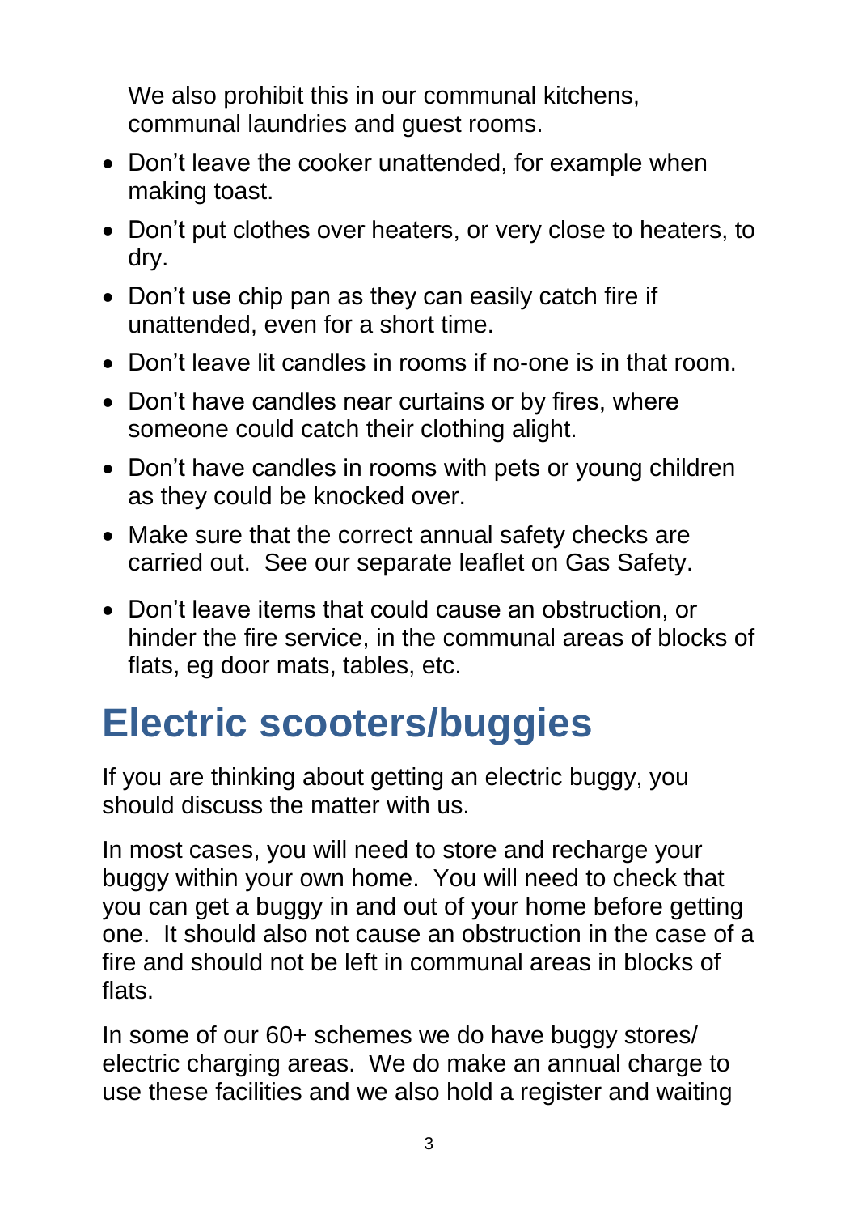We also prohibit this in our communal kitchens, communal laundries and guest rooms.

- Don't leave the cooker unattended, for example when making toast.
- Don't put clothes over heaters, or very close to heaters, to dry.
- Don't use chip pan as they can easily catch fire if unattended, even for a short time.
- Don't leave lit candles in rooms if no-one is in that room.
- Don't have candles near curtains or by fires, where someone could catch their clothing alight.
- Don't have candles in rooms with pets or young children as they could be knocked over.
- Make sure that the correct annual safety checks are carried out. See our separate leaflet on Gas Safety.
- Don't leave items that could cause an obstruction, or hinder the fire service, in the communal areas of blocks of flats, eg door mats, tables, etc.

# Electric scooters/buggies

If you are thinking about getting an electric buggy, you should discuss the matter with us.

In most cases, you will need to store and recharge your buggy within your own home. You will need to check that you can get a buggy in and out of your home before getting one. It should also not cause an obstruction in the case of a fire and should not be left in communal areas in blocks of flats.

In some of our 60+ schemes we do have buggy stores/ electric charging areas. We do make an annual charge to use these facilities and we also hold a register and waiting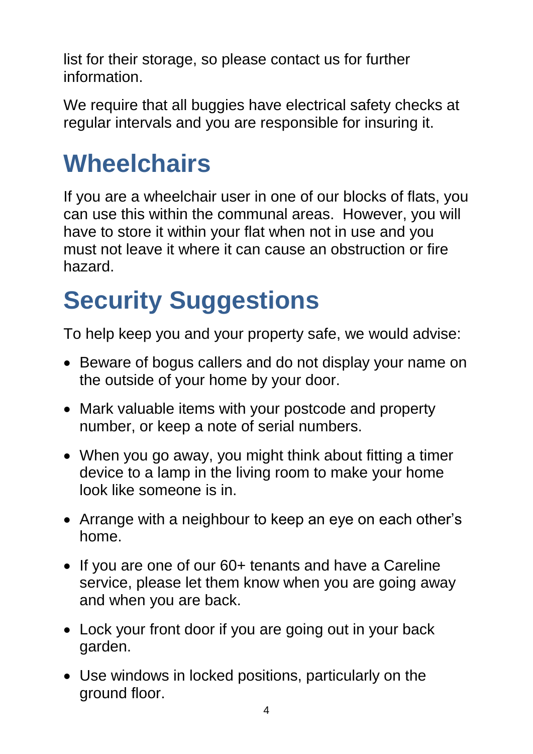list for their storage, so please contact us for further information.

We require that all buggies have electrical safety checks at regular intervals and you are responsible for insuring it.

# Wheelchairs

If you are a wheelchair user in one of our blocks of flats, you can use this within the communal areas. However, you will have to store it within your flat when not in use and you must not leave it where it can cause an obstruction or fire hazard.

# Security Suggestions

To help keep you and your property safe, we would advise:

- Beware of bogus callers and do not display your name on the outside of your home by your door.
- Mark valuable items with your postcode and property number, or keep a note of serial numbers.
- When you go away, you might think about fitting a timer device to a lamp in the living room to make your home look like someone is in.
- Arrange with a neighbour to keep an eye on each other's home.
- If you are one of our 60+ tenants and have a Careline service, please let them know when you are going away and when you are back.
- Lock your front door if you are going out in your back garden.
- Use windows in locked positions, particularly on the ground floor.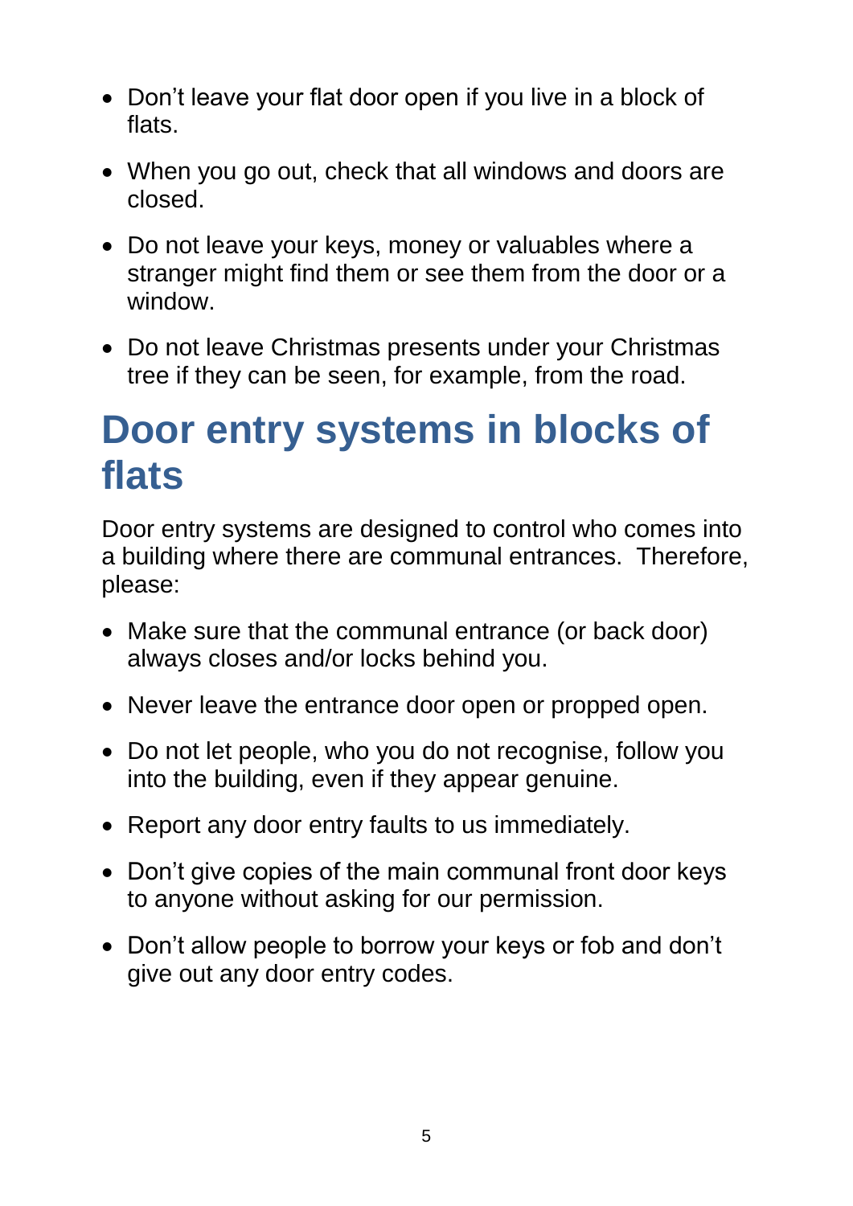- Don't leave your flat door open if you live in a block of flats.
- When you go out, check that all windows and doors are closed.
- Do not leave your keys, money or valuables where a stranger might find them or see them from the door or a window.
- Do not leave Christmas presents under your Christmas tree if they can be seen, for example, from the road.

# Door entry systems in blocks of flats

Door entry systems are designed to control who comes into a building where there are communal entrances. Therefore, please:

- Make sure that the communal entrance (or back door) always closes and/or locks behind you.
- Never leave the entrance door open or propped open.
- Do not let people, who you do not recognise, follow you into the building, even if they appear genuine.
- Report any door entry faults to us immediately.
- Don't give copies of the main communal front door keys to anyone without asking for our permission.
- Don't allow people to borrow your keys or fob and don't give out any door entry codes.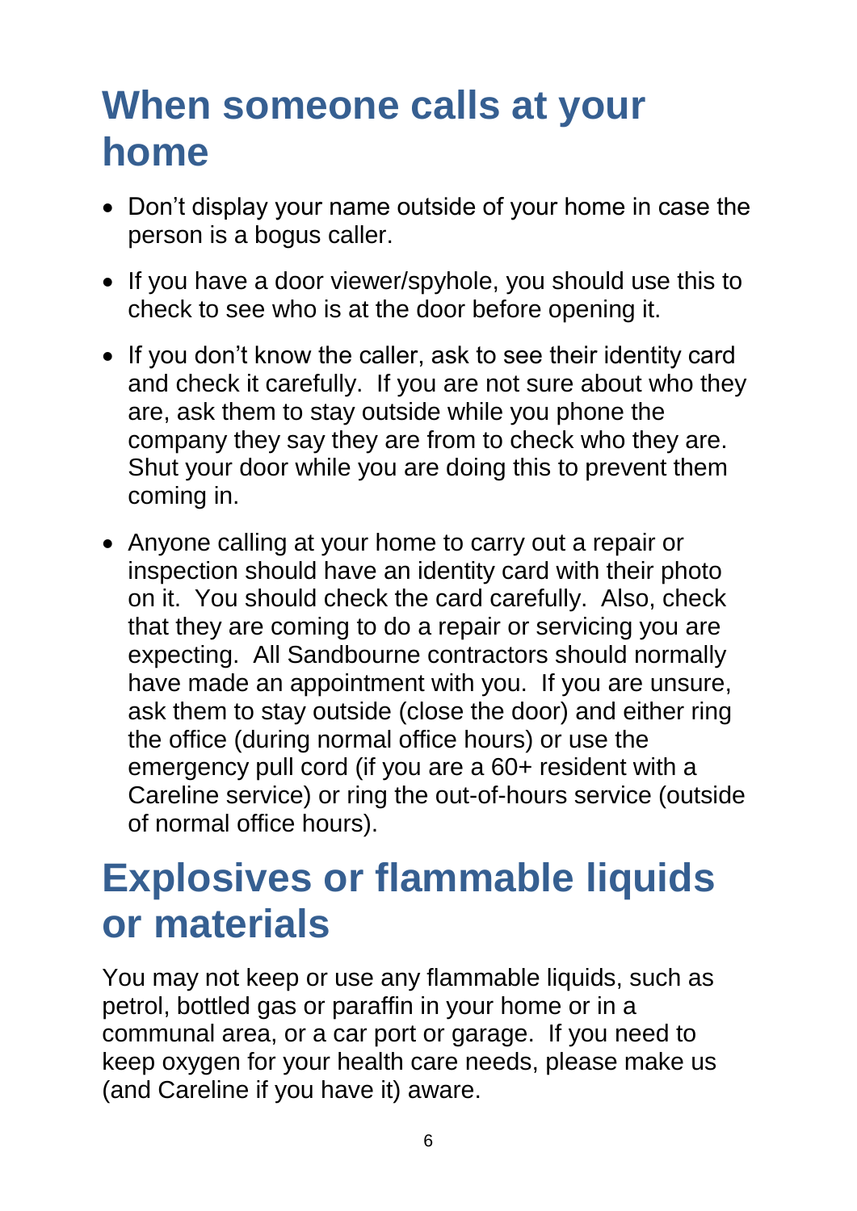# When someone calls at your home

- Don't display your name outside of your home in case the person is a bogus caller.
- If you have a door viewer/spyhole, you should use this to check to see who is at the door before opening it.
- If you don't know the caller, ask to see their identity card and check it carefully. If you are not sure about who they are, ask them to stay outside while you phone the company they say they are from to check who they are. Shut your door while you are doing this to prevent them coming in.
- Anyone calling at your home to carry out a repair or inspection should have an identity card with their photo on it. You should check the card carefully. Also, check that they are coming to do a repair or servicing you are expecting. All Sandbourne contractors should normally have made an appointment with you. If you are unsure, ask them to stay outside (close the door) and either ring the office (during normal office hours) or use the emergency pull cord (if you are a 60+ resident with a Careline service) or ring the out-of-hours service (outside of normal office hours).

# Explosives or flammable liquids or materials

You may not keep or use any flammable liquids, such as petrol, bottled gas or paraffin in your home or in a communal area, or a car port or garage. If you need to keep oxygen for your health care needs, please make us (and Careline if you have it) aware.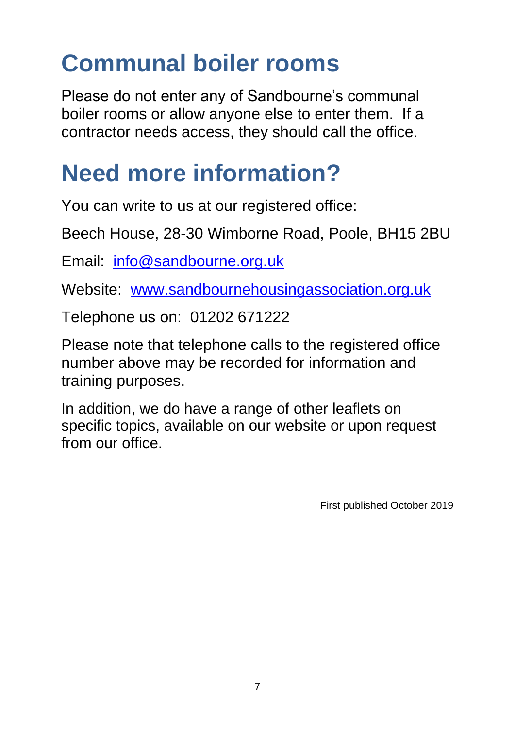# Communal boiler rooms

Please do not enter any of Sandbourne's communal boiler rooms or allow anyone else to enter them. If a contractor needs access, they should call the office.

# Need more information?

You can write to us at our registered office:

Beech House, 28-30 Wimborne Road, Poole, BH15 2BU

Email: info@sandbourne.org.uk

Website: www.sandbournehousingassociation.org.uk

Telephone us on: 01202 671222

Please note that telephone calls to the registered office number above may be recorded for information and training purposes.

In addition, we do have a range of other leaflets on specific topics, available on our website or upon request from our office.

First published October 2019